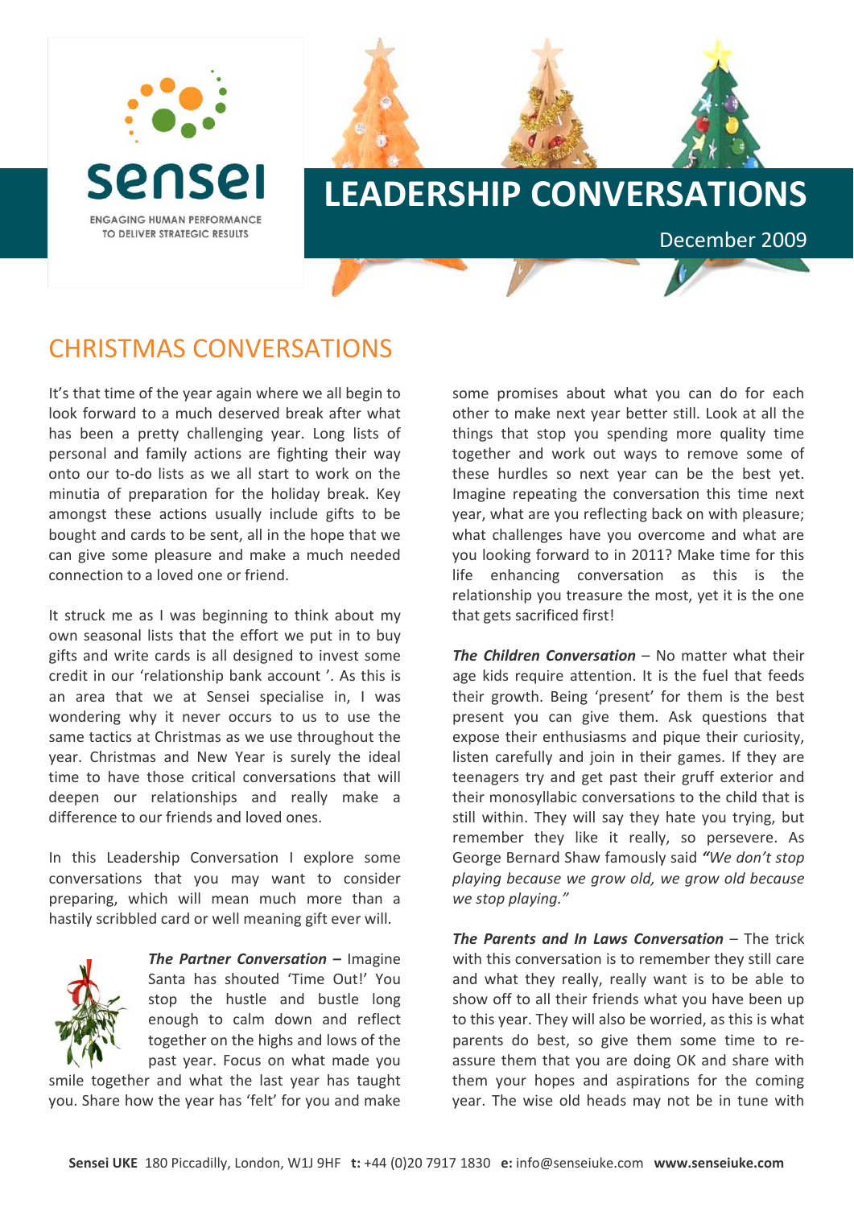sensei

ENGAGING HUMAN PERFORMANCE TO DELIVER STRATEGIC RESULTS

# LEADERSHIP CONVERSATIONS

December 2009

## CHRISTMAS CONVERSATIONS

It's that time of the year again where we all begin to look forward to a much deserved break after what has been a pretty challenging year. Long lists of personal and family actions are fighting their way onto our to-do lists as we all start to work on the minutia of preparation for the holiday break. Key amongst these actions usually include gifts to be bought and cards to be sent, all in the hope that we can give some pleasure and make a much needed connection to a loved one or friend.

It struck me as I was beginning to think about my own seasonal lists that the effort we put in to buy gifts and write cards is all designed to invest some credit in our 'relationship bank account '. As this is an area that we at Sensei specialise in, I was wondering why it never occurs to us to use the same tactics at Christmas as we use throughout the year. Christmas and New Year is surely the ideal time to have those critical conversations that will deepen our relationships and really make a difference to our friends and loved ones.

In this Leadership Conversation I explore some conversations that you may want to consider preparing, which will mean much more than a hastily scribbled card or well meaning gift ever will.

***The Partner Conversation –*** Imagine Santa has shouted 'Time Out!' You stop the hustle and bustle long enough to calm down and reflect together on the highs and lows of the past year. Focus on what made you smile together and what the last year has taught you. Share how the year has 'felt' for you and make some promises about what you can do for each other to make next year better still. Look at all the things that stop you spending more quality time together and work out ways to remove some of these hurdles so next year can be the best yet. Imagine repeating the conversation this time next year, what are you reflecting back on with pleasure; what challenges have you overcome and what are you looking forward to in 2011? Make time for this life enhancing conversation as this is the relationship you treasure the most, yet it is the one that gets sacrificed first!

***The Children Conversation*** – No matter what their age kids require attention. It is the fuel that feeds their growth. Being 'present' for them is the best present you can give them. Ask questions that expose their enthusiasms and pique their curiosity, listen carefully and join in their games. If they are teenagers try and get past their gruff exterior and their monosyllabic conversations to the child that is still within. They will say they hate you trying, but remember they like it really, so persevere. As George Bernard Shaw famously said ***"****We don't stop playing because we grow old, we grow old because we stop playing."*

***The Parents and In Laws Conversation*** – The trick with this conversation is to remember they still care and what they really, really want is to be able to show off to all their friends what you have been up to this year. They will also be worried, as this is what parents do best, so give them some time to re-assure them that you are doing OK and share with them your hopes and aspirations for the coming year. The wise old heads may not be in tune with

**Sensei UKE** 180 Piccadilly, London, W1J 9HF **t:** +44 (0)20 7917 1830 **e:** info@senseiuke.com **www.senseiuke.com**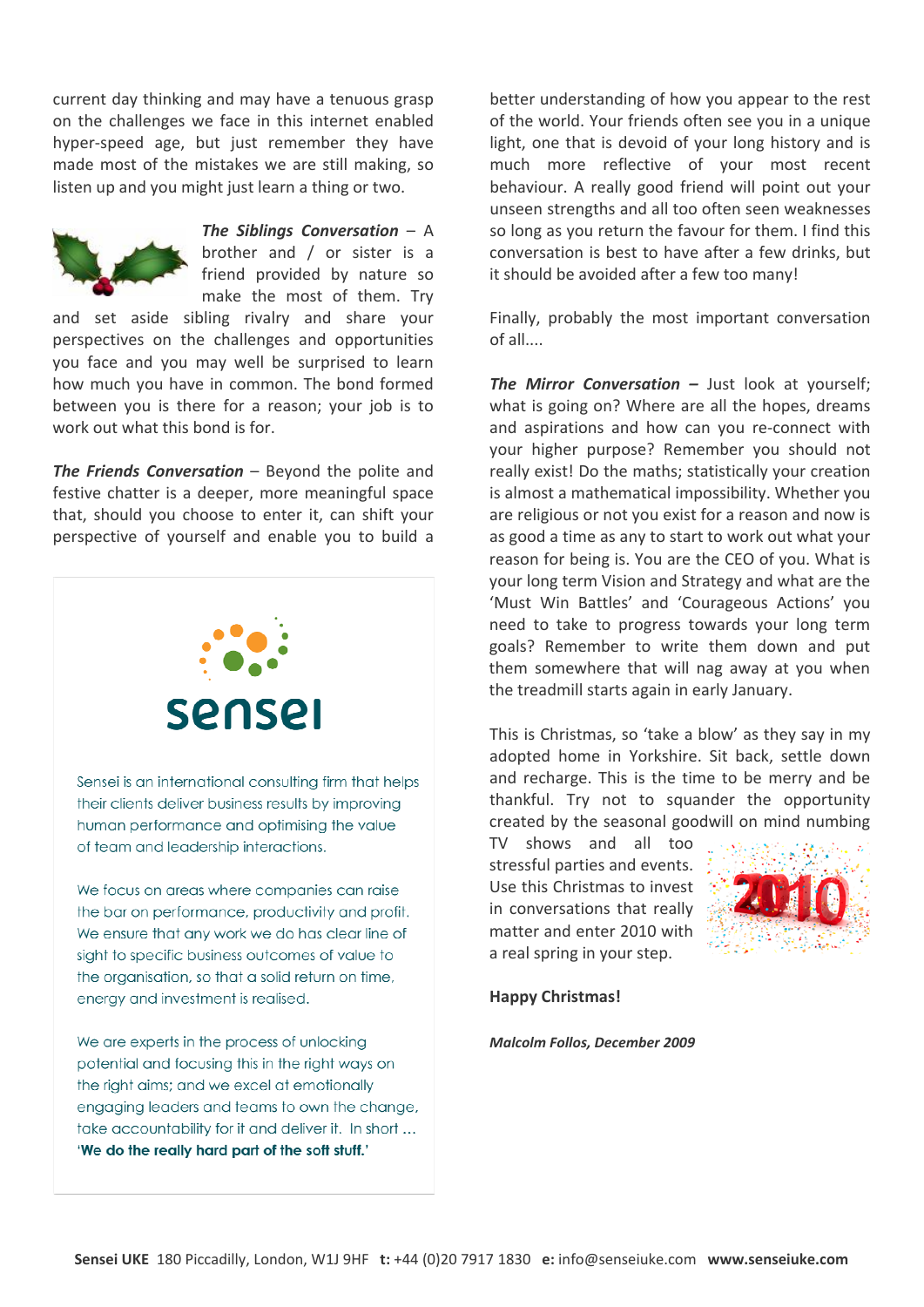current day thinking and may have a tenuous grasp on the challenges we face in this internet enabled hyper-speed age, but just remember they have made most of the mistakes we are still making, so listen up and you might just learn a thing or two.

***The Siblings Conversation*** – A brother and / or sister is a friend provided by nature so make the most of them. Try and set aside sibling rivalry and share your perspectives on the challenges and opportunities you face and you may well be surprised to learn how much you have in common. The bond formed between you is there for a reason; your job is to work out what this bond is for.

***The Friends Conversation*** – Beyond the polite and festive chatter is a deeper, more meaningful space that, should you choose to enter it, can shift your perspective of yourself and enable you to build a better understanding of how you appear to the rest of the world. Your friends often see you in a unique light, one that is devoid of your long history and is much more reflective of your most recent behaviour. A really good friend will point out your unseen strengths and all too often seen weaknesses so long as you return the favour for them. I find this conversation is best to have after a few drinks, but it should be avoided after a few too many!

Finally, probably the most important conversation of all....

***The Mirror Conversation*** **–** Just look at yourself; what is going on? Where are all the hopes, dreams and aspirations and how can you re-connect with your higher purpose? Remember you should not really exist! Do the maths; statistically your creation is almost a mathematical impossibility. Whether you are religious or not you exist for a reason and now is as good a time as any to start to work out what your reason for being is. You are the CEO of you. What is your long term Vision and Strategy and what are the 'Must Win Battles' and 'Courageous Actions' you need to take to progress towards your long term goals? Remember to write them down and put them somewhere that will nag away at you when the treadmill starts again in early January.

This is Christmas, so 'take a blow' as they say in my adopted home in Yorkshire. Sit back, settle down and recharge. This is the time to be merry and be thankful. Try not to squander the opportunity created by the seasonal goodwill on mind numbing TV shows and all too stressful parties and events. Use this Christmas to invest in conversations that really matter and enter 2010 with a real spring in your step.

**Happy Christmas!**

***Malcolm Follos, December 2009***

sensei

Sensei is an international consulting firm that helps their clients deliver business results by improving human performance and optimising the value of team and leadership interactions.

We focus on areas where companies can raise the bar on performance, productivity and profit. We ensure that any work we do has clear line of sight to specific business outcomes of value to the organisation, so that a solid return on time, energy and investment is realised.

We are experts in the process of unlocking potential and focusing this in the right ways on the right aims; and we excel at emotionally engaging leaders and teams to own the change, take accountability for it and deliver it. In short … '**We do the really hard part of the soft stuff.**'

**Sensei UKE** 180 Piccadilly, London, W1J 9HF **t:** +44 (0)20 7917 1830 **e:** info@senseiuke.com **www.senseiuke.com**